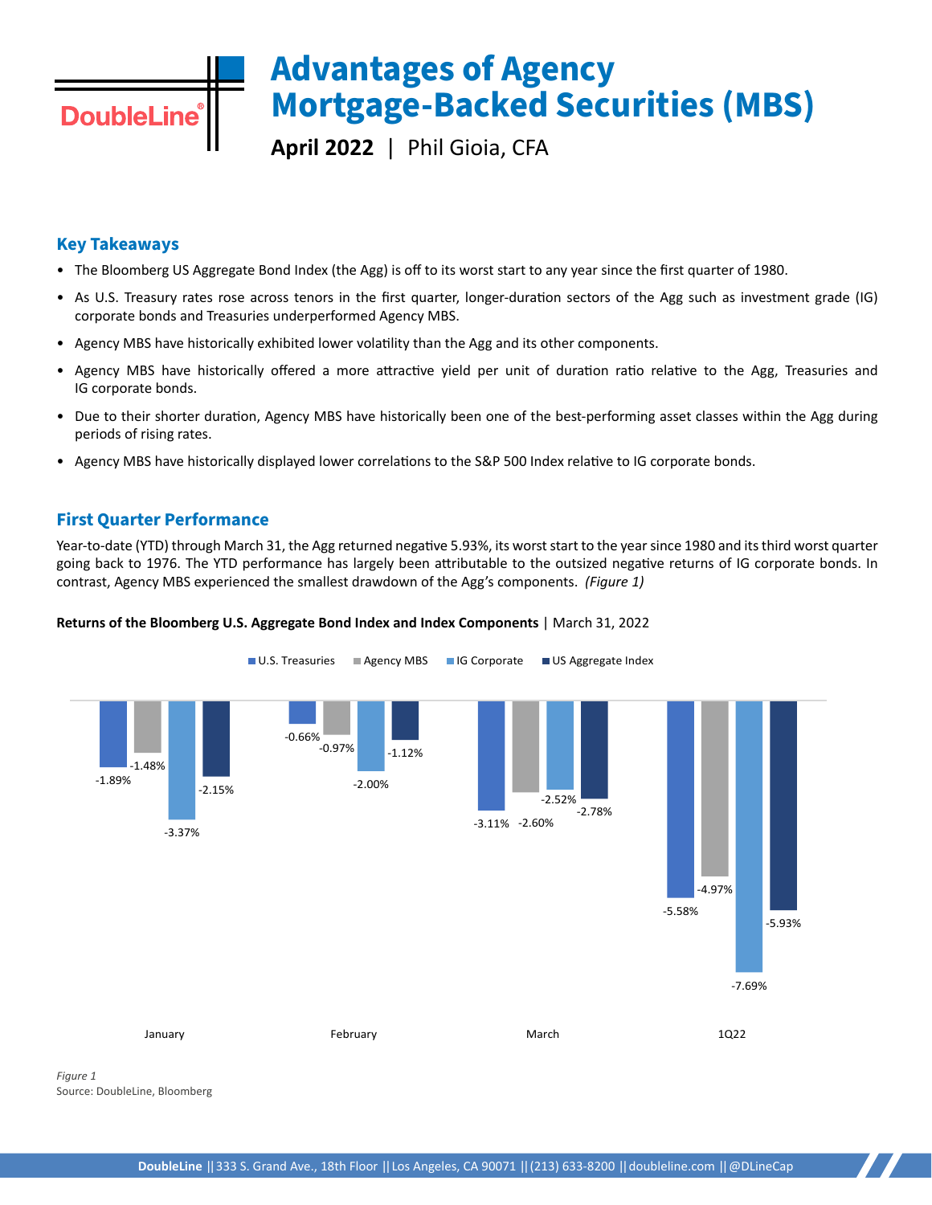# Advantages of Agency Mortgage-Backed Securities (MBS)

**April 2022** | Phil Gioia, CFA

## Key Takeaways

- The Bloomberg US Aggregate Bond Index (the Agg) is off to its worst start to any year since the first quarter of 1980.
- As U.S. Treasury rates rose across tenors in the first quarter, longer-duration sectors of the Agg such as investment grade (IG) corporate bonds and Treasuries underperformed Agency MBS.
- Agency MBS have historically exhibited lower volatility than the Agg and its other components.
- Agency MBS have historically offered a more attractive yield per unit of duration ratio relative to the Agg, Treasuries and IG corporate bonds.
- Due to their shorter duration, Agency MBS have historically been one of the best-performing asset classes within the Agg during periods of rising rates.
- Agency MBS have historically displayed lower correlations to the S&P 500 Index relative to IG corporate bonds.

## First Quarter Performance

Year-to-date (YTD) through March 31, the Agg returned negative 5.93%, its worst start to the year since 1980 and its third worst quarter going back to 1976. The YTD performance has largely been attributable to the outsized negative returns of IG corporate bonds. In contrast, Agency MBS experienced the smallest drawdown of the Agg's components. *(Figure 1)*

**Returns of the Bloomberg U.S. Aggregate Bond Index and Index Components** | March 31, 2022

| | U.S. Treasuries | Agency MBS | IG Corporate | US Aggregate Index |
|---|---|---|---|---|
| January | -1.89% | -1.48% | -3.37% | -2.15% |
| February | -0.66% | -0.97% | -2.00% | -1.12% |
| March | -3.11% | -2.60% | -2.52% | -2.78% |
| 1Q22 | -5.58% | -4.97% | -7.69% | -5.93% |

*Figure 1*
Source: DoubleLine, Bloomberg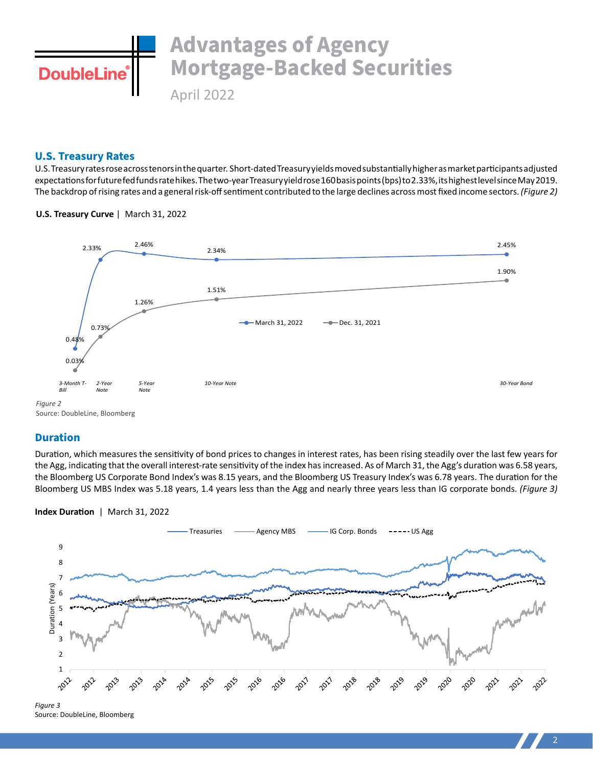## U.S. Treasury Rates

U.S. Treasury rates rose across tenors in the quarter. Short-dated Treasury yields moved substantially higher as market participants adjusted expectations for future fed funds rate hikes. The two-year Treasury yield rose 160 basis points (bps) to 2.33%, its highest level since May 2019. The backdrop of rising rates and a general risk-off sentiment contributed to the large declines across most fixed income sectors. *(Figure 2)*

**U.S. Treasury Curve** | March 31, 2022

| | 3-Month T-Bill | 2-Year Note | 5-Year Note | 10-Year Note | 30-Year Bond |
|---|---|---|---|---|---|
| March 31, 2022 | 0.48% | 2.33% | 2.46% | 2.34% | 2.45% |
| Dec. 31, 2021 | 0.03% | 0.73% | 1.26% | 1.51% | 1.90% |

*Figure 2*
Source: DoubleLine, Bloomberg

## Duration

Duration, which measures the sensitivity of bond prices to changes in interest rates, has been rising steadily over the last few years for the Agg, indicating that the overall interest-rate sensitivity of the index has increased. As of March 31, the Agg's duration was 6.58 years, the Bloomberg US Corporate Bond Index's was 8.15 years, and the Bloomberg US Treasury Index's was 6.78 years. The duration for the Bloomberg US MBS Index was 5.18 years, 1.4 years less than the Agg and nearly three years less than IG corporate bonds. *(Figure 3)*

**Index Duration** | March 31, 2022

*Figure 3*
Source: DoubleLine, Bloomberg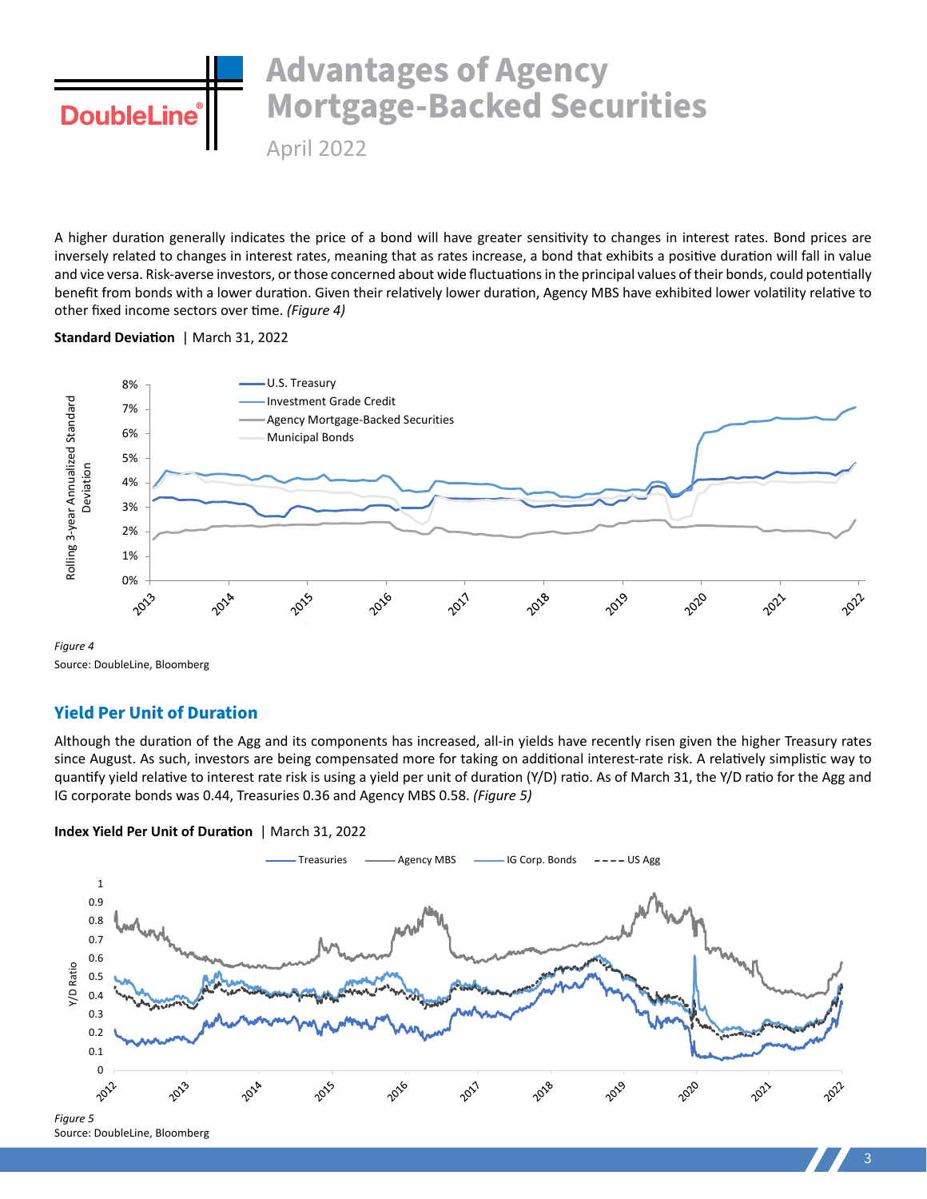A higher duration generally indicates the price of a bond will have greater sensitivity to changes in interest rates. Bond prices are inversely related to changes in interest rates, meaning that as rates increase, a bond that exhibits a positive duration will fall in value and vice versa. Risk-averse investors, or those concerned about wide fluctuations in the principal values of their bonds, could potentially benefit from bonds with a lower duration. Given their relatively lower duration, Agency MBS have exhibited lower volatility relative to other fixed income sectors over time. *(Figure 4)*

**Standard Deviation** | March 31, 2022

*Figure 4*
Source: DoubleLine, Bloomberg

## Yield Per Unit of Duration

Although the duration of the Agg and its components has increased, all-in yields have recently risen given the higher Treasury rates since August. As such, investors are being compensated more for taking on additional interest-rate risk. A relatively simplistic way to quantify yield relative to interest rate risk is using a yield per unit of duration (Y/D) ratio. As of March 31, the Y/D ratio for the Agg and IG corporate bonds was 0.44, Treasuries 0.36 and Agency MBS 0.58. *(Figure 5)*

**Index Yield Per Unit of Duration** | March 31, 2022

*Figure 5*
Source: DoubleLine, Bloomberg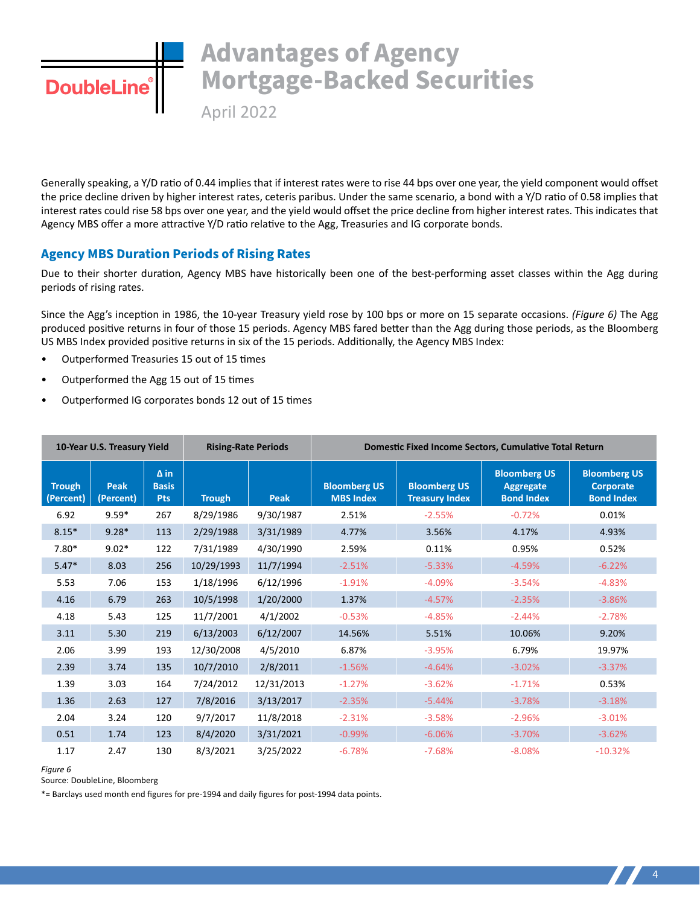Generally speaking, a Y/D ratio of 0.44 implies that if interest rates were to rise 44 bps over one year, the yield component would offset the price decline driven by higher interest rates, ceteris paribus. Under the same scenario, a bond with a Y/D ratio of 0.58 implies that interest rates could rise 58 bps over one year, and the yield would offset the price decline from higher interest rates. This indicates that Agency MBS offer a more attractive Y/D ratio relative to the Agg, Treasuries and IG corporate bonds.

## Agency MBS Duration Periods of Rising Rates

Due to their shorter duration, Agency MBS have historically been one of the best-performing asset classes within the Agg during periods of rising rates.

Since the Agg's inception in 1986, the 10-year Treasury yield rose by 100 bps or more on 15 separate occasions. *(Figure 6)* The Agg produced positive returns in four of those 15 periods. Agency MBS fared better than the Agg during those periods, as the Bloomberg US MBS Index provided positive returns in six of the 15 periods. Additionally, the Agency MBS Index:

- Outperformed Treasuries 15 out of 15 times
- Outperformed the Agg 15 out of 15 times
- Outperformed IG corporates bonds 12 out of 15 times

| 10-Year U.S. Treasury Yield | | | Rising-Rate Periods | | Domestic Fixed Income Sectors, Cumulative Total Return | | | |
|---|---|---|---|---|---|---|---|---|
| Trough (Percent) | Peak (Percent) | Δ in Basis Pts | Trough | Peak | Bloomberg US MBS Index | Bloomberg US Treasury Index | Bloomberg US Aggregate Bond Index | Bloomberg US Corporate Bond Index |
| 6.92 | 9.59* | 267 | 8/29/1986 | 9/30/1987 | 2.51% | -2.55% | -0.72% | 0.01% |
| 8.15* | 9.28* | 113 | 2/29/1988 | 3/31/1989 | 4.77% | 3.56% | 4.17% | 4.93% |
| 7.80* | 9.02* | 122 | 7/31/1989 | 4/30/1990 | 2.59% | 0.11% | 0.95% | 0.52% |
| 5.47* | 8.03 | 256 | 10/29/1993 | 11/7/1994 | -2.51% | -5.33% | -4.59% | -6.22% |
| 5.53 | 7.06 | 153 | 1/18/1996 | 6/12/1996 | -1.91% | -4.09% | -3.54% | -4.83% |
| 4.16 | 6.79 | 263 | 10/5/1998 | 1/20/2000 | 1.37% | -4.57% | -2.35% | -3.86% |
| 4.18 | 5.43 | 125 | 11/7/2001 | 4/1/2002 | -0.53% | -4.85% | -2.44% | -2.78% |
| 3.11 | 5.30 | 219 | 6/13/2003 | 6/12/2007 | 14.56% | 5.51% | 10.06% | 9.20% |
| 2.06 | 3.99 | 193 | 12/30/2008 | 4/5/2010 | 6.87% | -3.95% | 6.79% | 19.97% |
| 2.39 | 3.74 | 135 | 10/7/2010 | 2/8/2011 | -1.56% | -4.64% | -3.02% | -3.37% |
| 1.39 | 3.03 | 164 | 7/24/2012 | 12/31/2013 | -1.27% | -3.62% | -1.71% | 0.53% |
| 1.36 | 2.63 | 127 | 7/8/2016 | 3/13/2017 | -2.35% | -5.44% | -3.78% | -3.18% |
| 2.04 | 3.24 | 120 | 9/7/2017 | 11/8/2018 | -2.31% | -3.58% | -2.96% | -3.01% |
| 0.51 | 1.74 | 123 | 8/4/2020 | 3/31/2021 | -0.99% | -6.06% | -3.70% | -3.62% |
| 1.17 | 2.47 | 130 | 8/3/2021 | 3/25/2022 | -6.78% | -7.68% | -8.08% | -10.32% |

*Figure 6*

Source: DoubleLine, Bloomberg

*= Barclays used month end figures for pre-1994 and daily figures for post-1994 data points.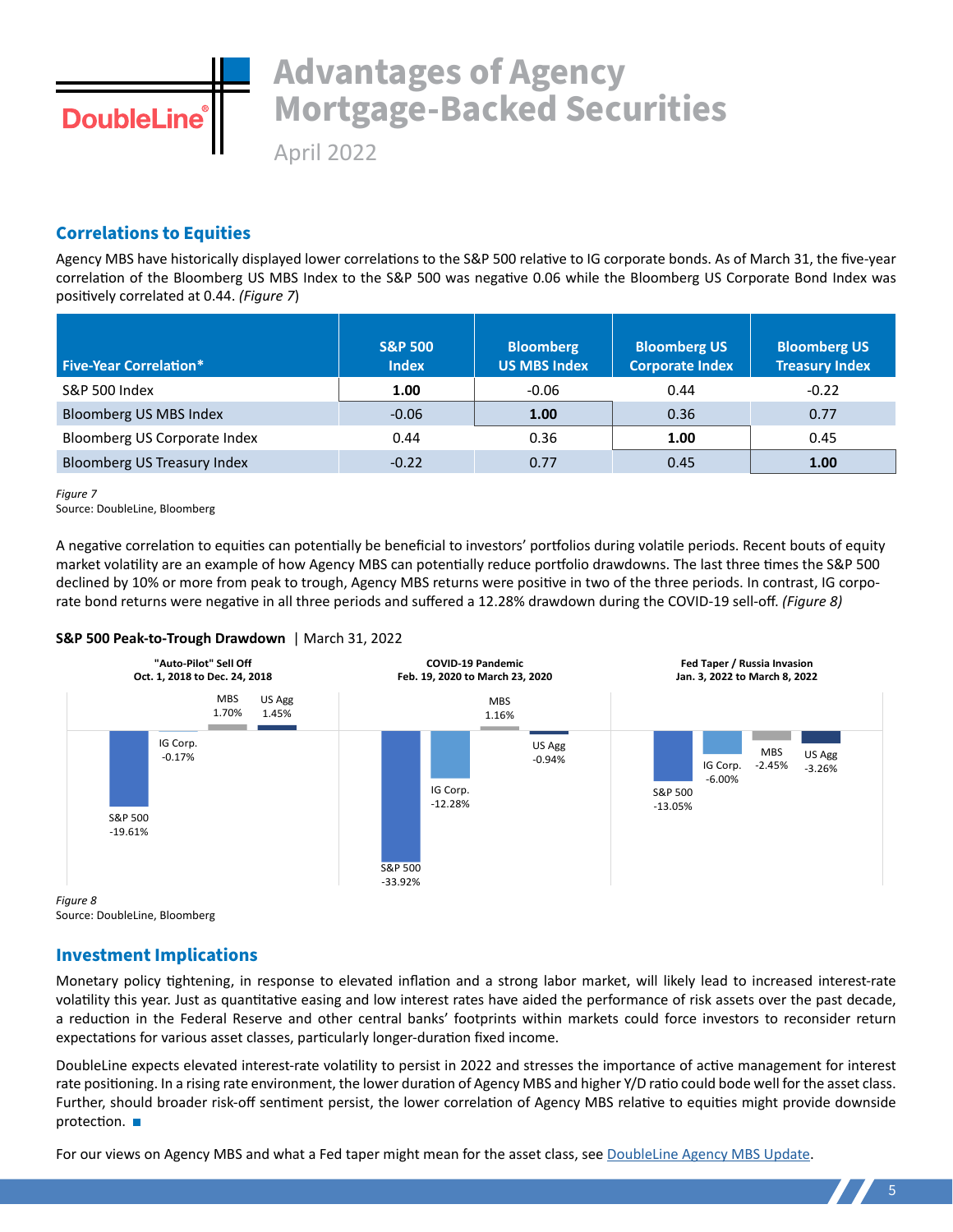# Advantages of Agency Mortgage-Backed Securities

April 2022

## Correlations to Equities

Agency MBS have historically displayed lower correlations to the S&P 500 relative to IG corporate bonds. As of March 31, the five-year correlation of the Bloomberg US MBS Index to the S&P 500 was negative 0.06 while the Bloomberg US Corporate Bond Index was positively correlated at 0.44. *(Figure 7)*

| Five-Year Correlation* | S&P 500 Index | Bloomberg US MBS Index | Bloomberg US Corporate Index | Bloomberg US Treasury Index |
|---|---|---|---|---|
| S&P 500 Index | **1.00** | -0.06 | 0.44 | -0.22 |
| Bloomberg US MBS Index | -0.06 | **1.00** | 0.36 | 0.77 |
| Bloomberg US Corporate Index | 0.44 | 0.36 | **1.00** | 0.45 |
| Bloomberg US Treasury Index | -0.22 | 0.77 | 0.45 | **1.00** |

*Figure 7*
Source: DoubleLine, Bloomberg

A negative correlation to equities can potentially be beneficial to investors' portfolios during volatile periods. Recent bouts of equity market volatility are an example of how Agency MBS can potentially reduce portfolio drawdowns. The last three times the S&P 500 declined by 10% or more from peak to trough, Agency MBS returns were positive in two of the three periods. In contrast, IG corporate bond returns were negative in all three periods and suffered a 12.28% drawdown during the COVID-19 sell-off. *(Figure 8)*

**S&P 500 Peak-to-Trough Drawdown** | March 31, 2022

| Period | S&P 500 | IG Corp. | MBS | US Agg |
|---|---|---|---|---|
| "Auto-Pilot" Sell Off (Oct. 1, 2018 to Dec. 24, 2018) | -19.61% | -0.17% | 1.70% | 1.45% |
| COVID-19 Pandemic (Feb. 19, 2020 to March 23, 2020) | -33.92% | -12.28% | 1.16% | -0.94% |
| Fed Taper / Russia Invasion (Jan. 3, 2022 to March 8, 2022) | -13.05% | -6.00% | -2.45% | -3.26% |

*Figure 8*
Source: DoubleLine, Bloomberg

## Investment Implications

Monetary policy tightening, in response to elevated inflation and a strong labor market, will likely lead to increased interest-rate volatility this year. Just as quantitative easing and low interest rates have aided the performance of risk assets over the past decade, a reduction in the Federal Reserve and other central banks' footprints within markets could force investors to reconsider return expectations for various asset classes, particularly longer-duration fixed income.

DoubleLine expects elevated interest-rate volatility to persist in 2022 and stresses the importance of active management for interest rate positioning. In a rising rate environment, the lower duration of Agency MBS and higher Y/D ratio could bode well for the asset class. Further, should broader risk-off sentiment persist, the lower correlation of Agency MBS relative to equities might provide downside protection. ■

For our views on Agency MBS and what a Fed taper might mean for the asset class, see DoubleLine Agency MBS Update.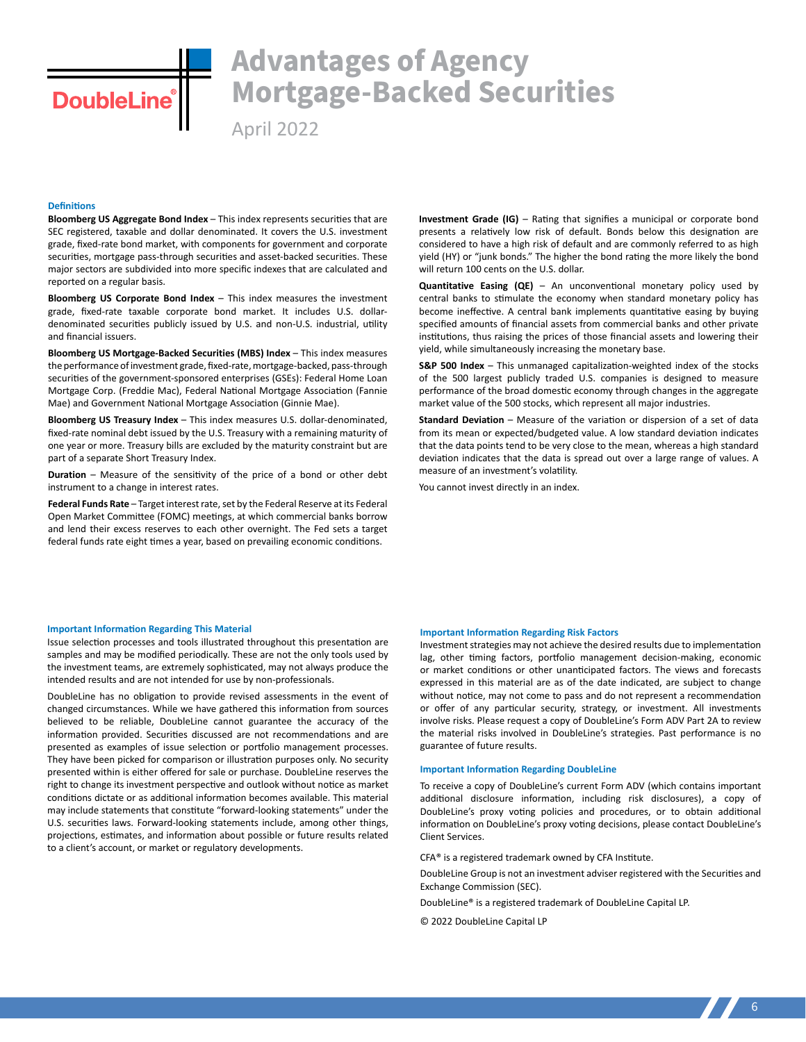# Advantages of Agency Mortgage-Backed Securities

April 2022

### Definitions

**Bloomberg US Aggregate Bond Index** – This index represents securities that are SEC registered, taxable and dollar denominated. It covers the U.S. investment grade, fixed-rate bond market, with components for government and corporate securities, mortgage pass-through securities and asset-backed securities. These major sectors are subdivided into more specific indexes that are calculated and reported on a regular basis.

**Bloomberg US Corporate Bond Index** – This index measures the investment grade, fixed-rate taxable corporate bond market. It includes U.S. dollar-denominated securities publicly issued by U.S. and non-U.S. industrial, utility and financial issuers.

**Bloomberg US Mortgage-Backed Securities (MBS) Index** – This index measures the performance of investment grade, fixed-rate, mortgage-backed, pass-through securities of the government-sponsored enterprises (GSEs): Federal Home Loan Mortgage Corp. (Freddie Mac), Federal National Mortgage Association (Fannie Mae) and Government National Mortgage Association (Ginnie Mae).

**Bloomberg US Treasury Index** – This index measures U.S. dollar-denominated, fixed-rate nominal debt issued by the U.S. Treasury with a remaining maturity of one year or more. Treasury bills are excluded by the maturity constraint but are part of a separate Short Treasury Index.

**Duration** – Measure of the sensitivity of the price of a bond or other debt instrument to a change in interest rates.

**Federal Funds Rate** – Target interest rate, set by the Federal Reserve at its Federal Open Market Committee (FOMC) meetings, at which commercial banks borrow and lend their excess reserves to each other overnight. The Fed sets a target federal funds rate eight times a year, based on prevailing economic conditions.

**Investment Grade (IG)** – Rating that signifies a municipal or corporate bond presents a relatively low risk of default. Bonds below this designation are considered to have a high risk of default and are commonly referred to as high yield (HY) or "junk bonds." The higher the bond rating the more likely the bond will return 100 cents on the U.S. dollar.

**Quantitative Easing (QE)** – An unconventional monetary policy used by central banks to stimulate the economy when standard monetary policy has become ineffective. A central bank implements quantitative easing by buying specified amounts of financial assets from commercial banks and other private institutions, thus raising the prices of those financial assets and lowering their yield, while simultaneously increasing the monetary base.

**S&P 500 Index** – This unmanaged capitalization-weighted index of the stocks of the 500 largest publicly traded U.S. companies is designed to measure performance of the broad domestic economy through changes in the aggregate market value of the 500 stocks, which represent all major industries.

**Standard Deviation** – Measure of the variation or dispersion of a set of data from its mean or expected/budgeted value. A low standard deviation indicates that the data points tend to be very close to the mean, whereas a high standard deviation indicates that the data is spread out over a large range of values. A measure of an investment's volatility.

You cannot invest directly in an index.

### Important Information Regarding This Material

Issue selection processes and tools illustrated throughout this presentation are samples and may be modified periodically. These are not the only tools used by the investment teams, are extremely sophisticated, may not always produce the intended results and are not intended for use by non-professionals.

DoubleLine has no obligation to provide revised assessments in the event of changed circumstances. While we have gathered this information from sources believed to be reliable, DoubleLine cannot guarantee the accuracy of the information provided. Securities discussed are not recommendations and are presented as examples of issue selection or portfolio management processes. They have been picked for comparison or illustration purposes only. No security presented within is either offered for sale or purchase. DoubleLine reserves the right to change its investment perspective and outlook without notice as market conditions dictate or as additional information becomes available. This material may include statements that constitute "forward-looking statements" under the U.S. securities laws. Forward-looking statements include, among other things, projections, estimates, and information about possible or future results related to a client's account, or market or regulatory developments.

### Important Information Regarding Risk Factors

Investment strategies may not achieve the desired results due to implementation lag, other timing factors, portfolio management decision-making, economic or market conditions or other unanticipated factors. The views and forecasts expressed in this material are as of the date indicated, are subject to change without notice, may not come to pass and do not represent a recommendation or offer of any particular security, strategy, or investment. All investments involve risks. Please request a copy of DoubleLine's Form ADV Part 2A to review the material risks involved in DoubleLine's strategies. Past performance is no guarantee of future results.

### Important Information Regarding DoubleLine

To receive a copy of DoubleLine's current Form ADV (which contains important additional disclosure information, including risk disclosures), a copy of DoubleLine's proxy voting policies and procedures, or to obtain additional information on DoubleLine's proxy voting decisions, please contact DoubleLine's Client Services.

CFA® is a registered trademark owned by CFA Institute.

DoubleLine Group is not an investment adviser registered with the Securities and Exchange Commission (SEC).

DoubleLine® is a registered trademark of DoubleLine Capital LP.

© 2022 DoubleLine Capital LP